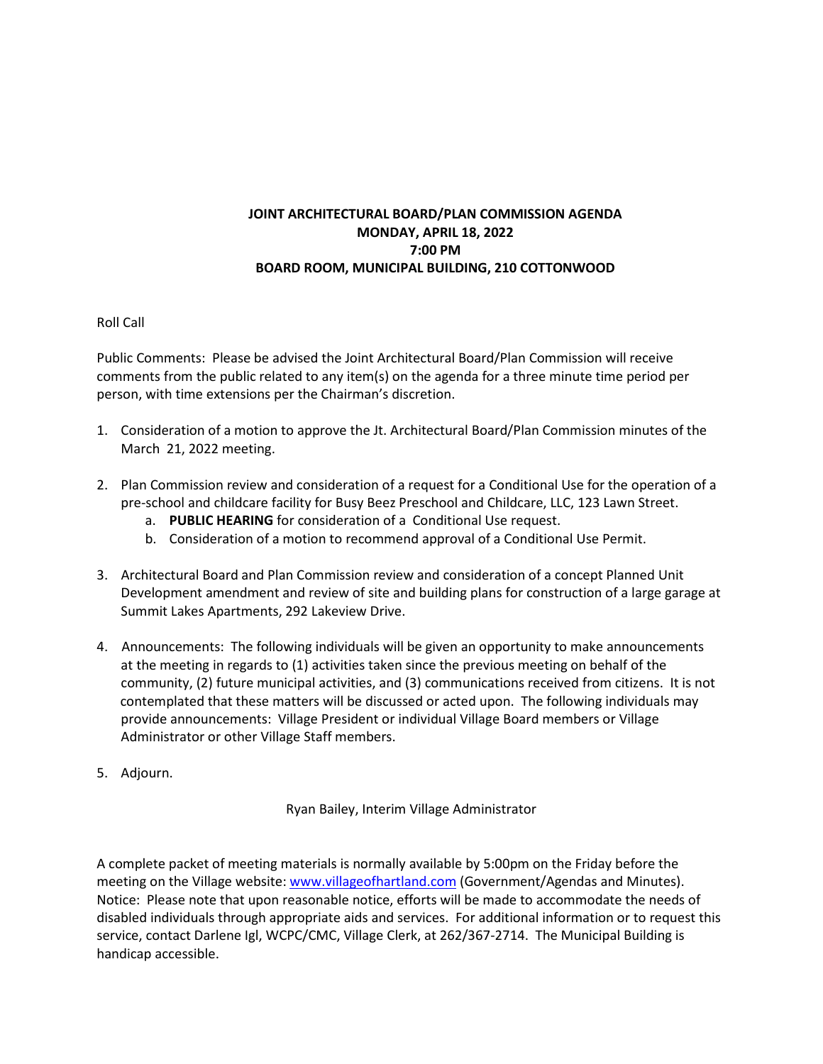# JOINT ARCHITECTURAL BOARD/PLAN COMMISSION AGENDA
## MONDAY, APRIL 18, 2022
## 7:00 PM
## BOARD ROOM, MUNICIPAL BUILDING, 210 COTTONWOOD

Roll Call

Public Comments: Please be advised the Joint Architectural Board/Plan Commission will receive comments from the public related to any item(s) on the agenda for a three minute time period per person, with time extensions per the Chairman's discretion.

1. Consideration of a motion to approve the Jt. Architectural Board/Plan Commission minutes of the March 21, 2022 meeting.

2. Plan Commission review and consideration of a request for a Conditional Use for the operation of a pre-school and childcare facility for Busy Beez Preschool and Childcare, LLC, 123 Lawn Street.
   a. **PUBLIC HEARING** for consideration of a Conditional Use request.
   b. Consideration of a motion to recommend approval of a Conditional Use Permit.

3. Architectural Board and Plan Commission review and consideration of a concept Planned Unit Development amendment and review of site and building plans for construction of a large garage at Summit Lakes Apartments, 292 Lakeview Drive.

4. Announcements: The following individuals will be given an opportunity to make announcements at the meeting in regards to (1) activities taken since the previous meeting on behalf of the community, (2) future municipal activities, and (3) communications received from citizens. It is not contemplated that these matters will be discussed or acted upon. The following individuals may provide announcements: Village President or individual Village Board members or Village Administrator or other Village Staff members.

5. Adjourn.

Ryan Bailey, Interim Village Administrator

A complete packet of meeting materials is normally available by 5:00pm on the Friday before the meeting on the Village website: www.villageofhartland.com (Government/Agendas and Minutes). Notice: Please note that upon reasonable notice, efforts will be made to accommodate the needs of disabled individuals through appropriate aids and services. For additional information or to request this service, contact Darlene Igl, WCPC/CMC, Village Clerk, at 262/367-2714. The Municipal Building is handicap accessible.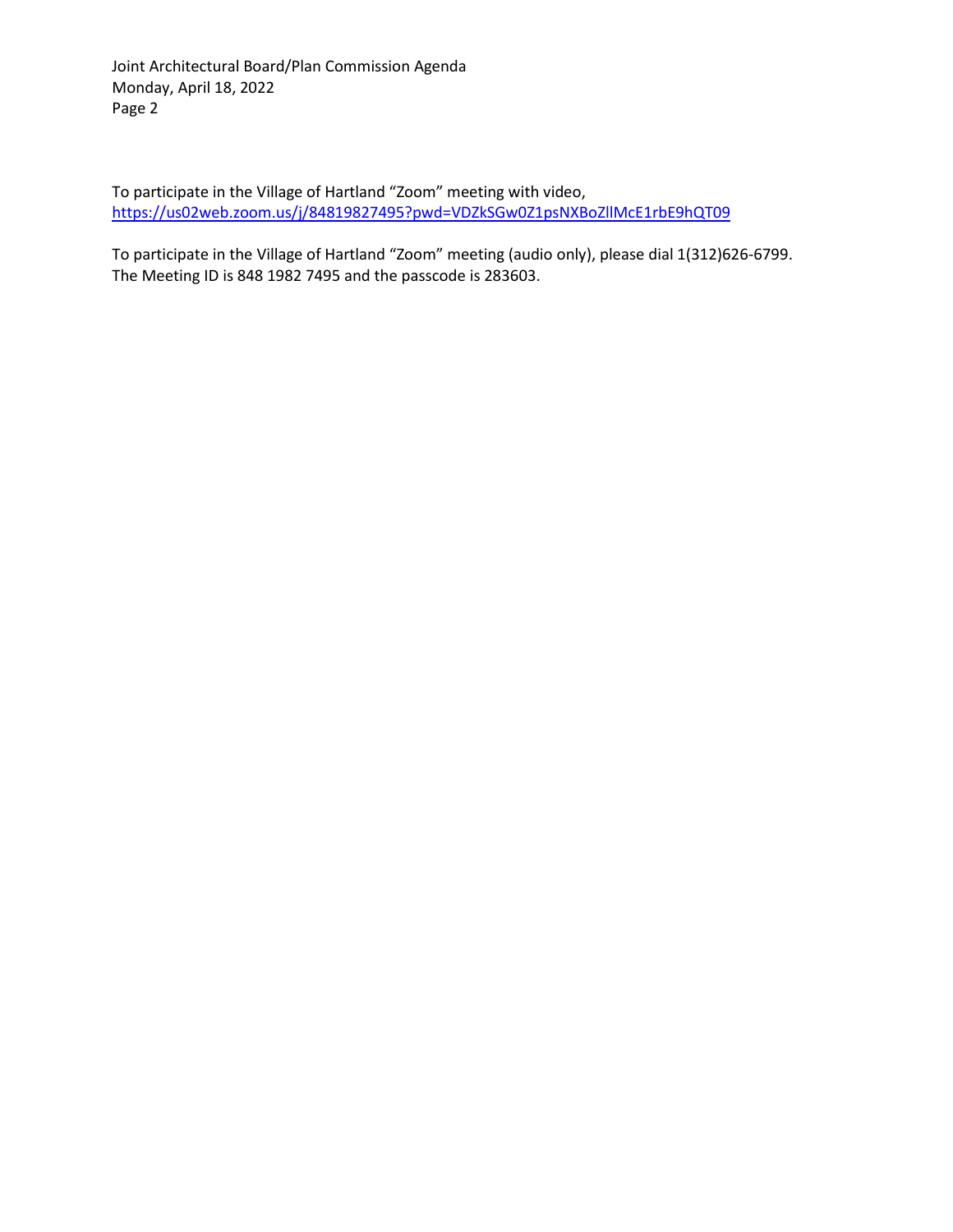To participate in the Village of Hartland "Zoom" meeting with video,
https://us02web.zoom.us/j/84819827495?pwd=VDZkSGw0Z1psNXBoZllMcE1rbE9hQT09

To participate in the Village of Hartland "Zoom" meeting (audio only), please dial 1(312)626-6799. The Meeting ID is 848 1982 7495 and the passcode is 283603.